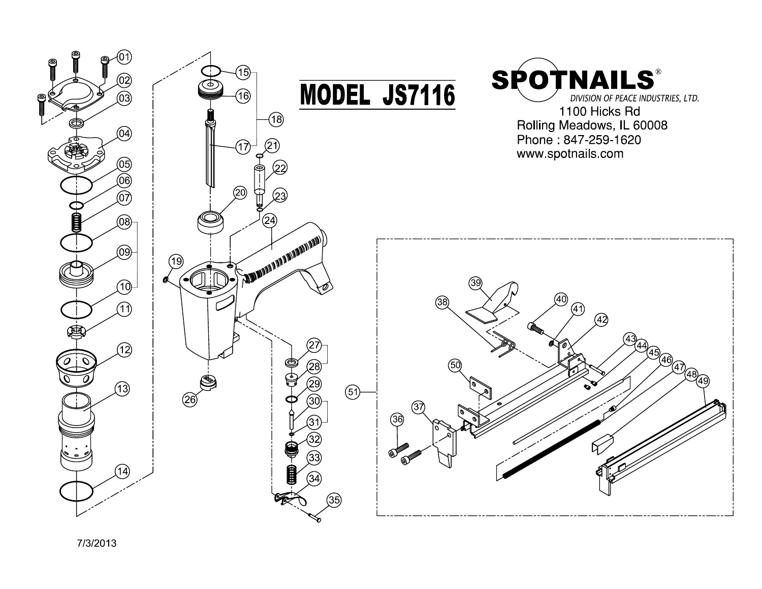# MODEL JS7116

**SPOTNAILS®**

*DIVISION OF PEACE INDUSTRIES, LTD.*

1100 Hicks Rd
Rolling Meadows, IL 60008
Phone : 847-259-1620
www.spotnails.com

01 02 03 04 05 06 07 08 09 10 11 12 13 14 15 16 17 18 19 20 21 22 23 24 26 27 28 29 30 31 32 33 34 35 36 37 38 39 40 41 42 43 44 45 46 47 48 49 50 51

7/3/2013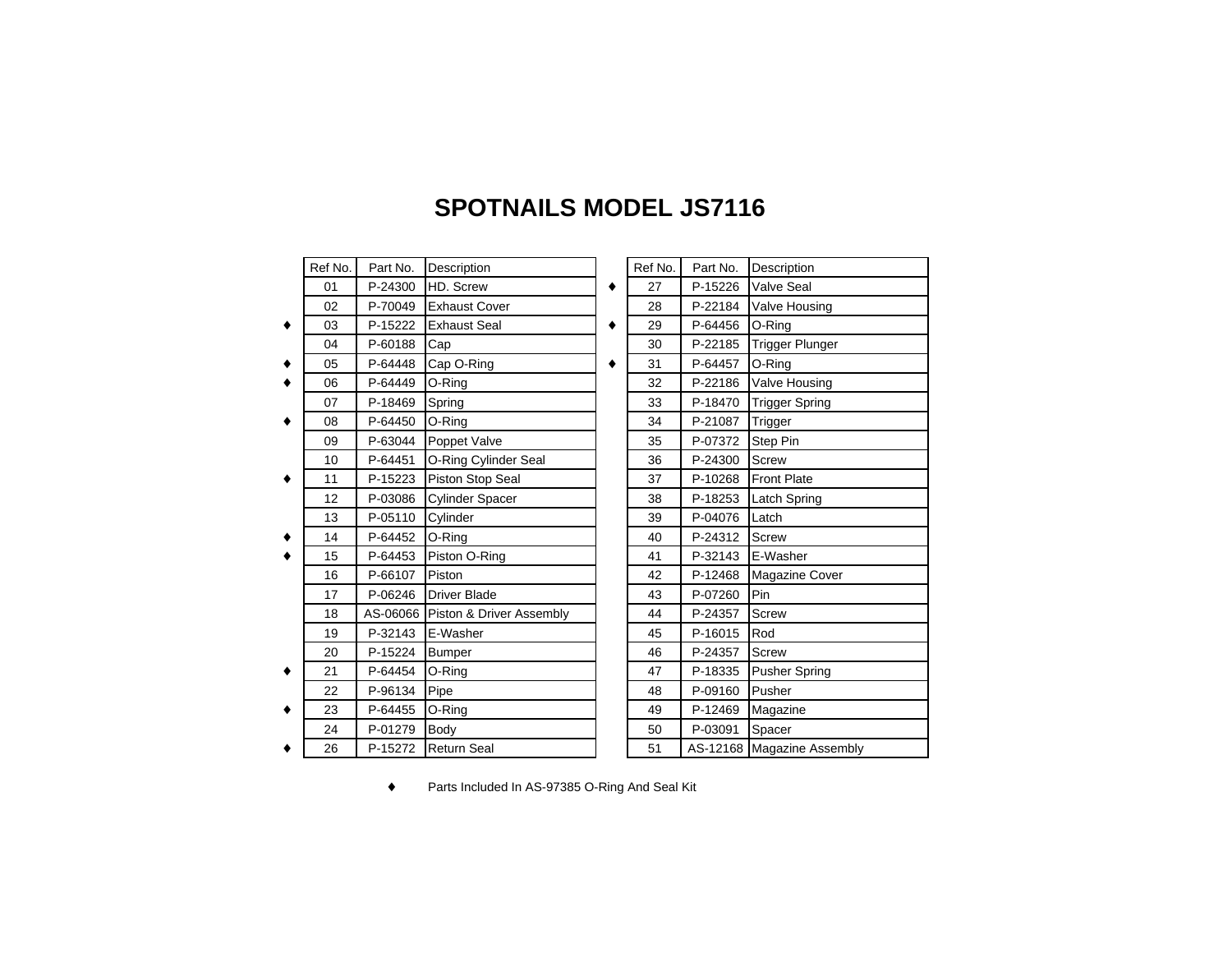# SPOTNAILS MODEL JS7116

| | Ref No. | Part No. | Description |
|---|---|---|---|
| | 01 | P-24300 | HD. Screw |
| | 02 | P-70049 | Exhaust Cover |
| ♦ | 03 | P-15222 | Exhaust Seal |
| | 04 | P-60188 | Cap |
| ♦ | 05 | P-64448 | Cap O-Ring |
| ♦ | 06 | P-64449 | O-Ring |
| | 07 | P-18469 | Spring |
| ♦ | 08 | P-64450 | O-Ring |
| | 09 | P-63044 | Poppet Valve |
| | 10 | P-64451 | O-Ring Cylinder Seal |
| ♦ | 11 | P-15223 | Piston Stop Seal |
| | 12 | P-03086 | Cylinder Spacer |
| | 13 | P-05110 | Cylinder |
| ♦ | 14 | P-64452 | O-Ring |
| ♦ | 15 | P-64453 | Piston O-Ring |
| | 16 | P-66107 | Piston |
| | 17 | P-06246 | Driver Blade |
| | 18 | AS-06066 | Piston & Driver Assembly |
| | 19 | P-32143 | E-Washer |
| | 20 | P-15224 | Bumper |
| ♦ | 21 | P-64454 | O-Ring |
| | 22 | P-96134 | Pipe |
| ♦ | 23 | P-64455 | O-Ring |
| | 24 | P-01279 | Body |
| ♦ | 26 | P-15272 | Return Seal |
| ♦ | 27 | P-15226 | Valve Seal |
| | 28 | P-22184 | Valve Housing |
| ♦ | 29 | P-64456 | O-Ring |
| | 30 | P-22185 | Trigger Plunger |
| ♦ | 31 | P-64457 | O-Ring |
| | 32 | P-22186 | Valve Housing |
| | 33 | P-18470 | Trigger Spring |
| | 34 | P-21087 | Trigger |
| | 35 | P-07372 | Step Pin |
| | 36 | P-24300 | Screw |
| | 37 | P-10268 | Front Plate |
| | 38 | P-18253 | Latch Spring |
| | 39 | P-04076 | Latch |
| | 40 | P-24312 | Screw |
| | 41 | P-32143 | E-Washer |
| | 42 | P-12468 | Magazine Cover |
| | 43 | P-07260 | Pin |
| | 44 | P-24357 | Screw |
| | 45 | P-16015 | Rod |
| | 46 | P-24357 | Screw |
| | 47 | P-18335 | Pusher Spring |
| | 48 | P-09160 | Pusher |
| | 49 | P-12469 | Magazine |
| | 50 | P-03091 | Spacer |
| | 51 | AS-12168 | Magazine Assembly |

♦ Parts Included In AS-97385 O-Ring And Seal Kit